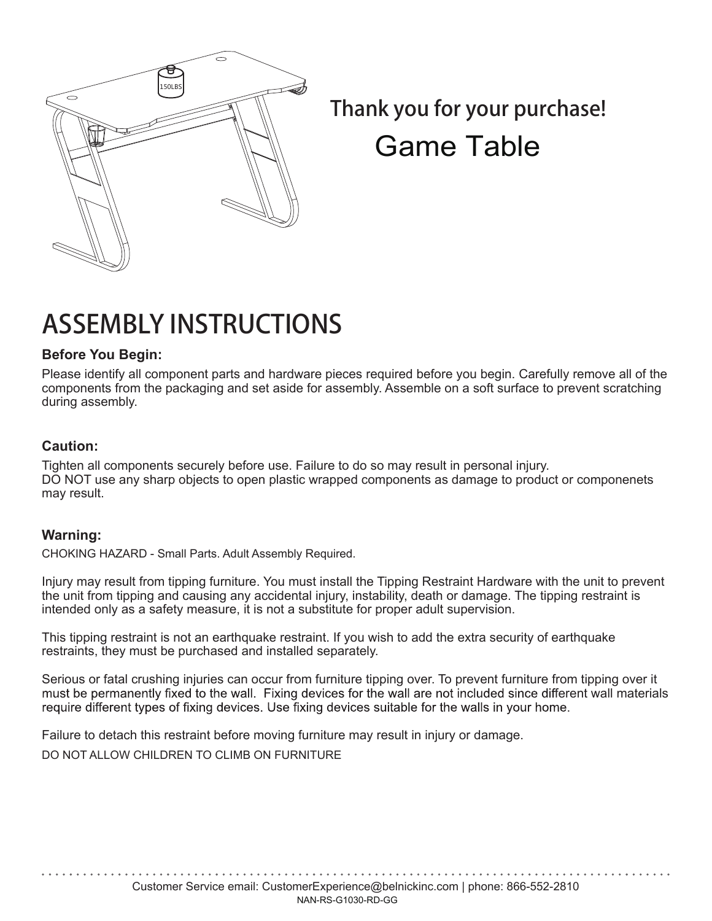Thank you for your purchase!

Game Table

# ASSEMBLY INSTRUCTIONS

### Before You Begin:

Please identify all component parts and hardware pieces required before you begin. Carefully remove all of the components from the packaging and set aside for assembly. Assemble on a soft surface to prevent scratching during assembly.

### Caution:

Tighten all components securely before use. Failure to do so may result in personal injury.
DO NOT use any sharp objects to open plastic wrapped components as damage to product or componenets may result.

### Warning:

CHOKING HAZARD - Small Parts. Adult Assembly Required.

Injury may result from tipping furniture. You must install the Tipping Restraint Hardware with the unit to prevent the unit from tipping and causing any accidental injury, instability, death or damage. The tipping restraint is intended only as a safety measure, it is not a substitute for proper adult supervision.

This tipping restraint is not an earthquake restraint. If you wish to add the extra security of earthquake restraints, they must be purchased and installed separately.

Serious or fatal crushing injuries can occur from furniture tipping over. To prevent furniture from tipping over it must be permanently fixed to the wall. Fixing devices for the wall are not included since different wall materials require different types of fixing devices. Use fixing devices suitable for the walls in your home.

Failure to detach this restraint before moving furniture may result in injury or damage.

DO NOT ALLOW CHILDREN TO CLIMB ON FURNITURE

Customer Service email: CustomerExperience@belnickinc.com | phone: 866-552-2810

NAN-RS-G1030-RD-GG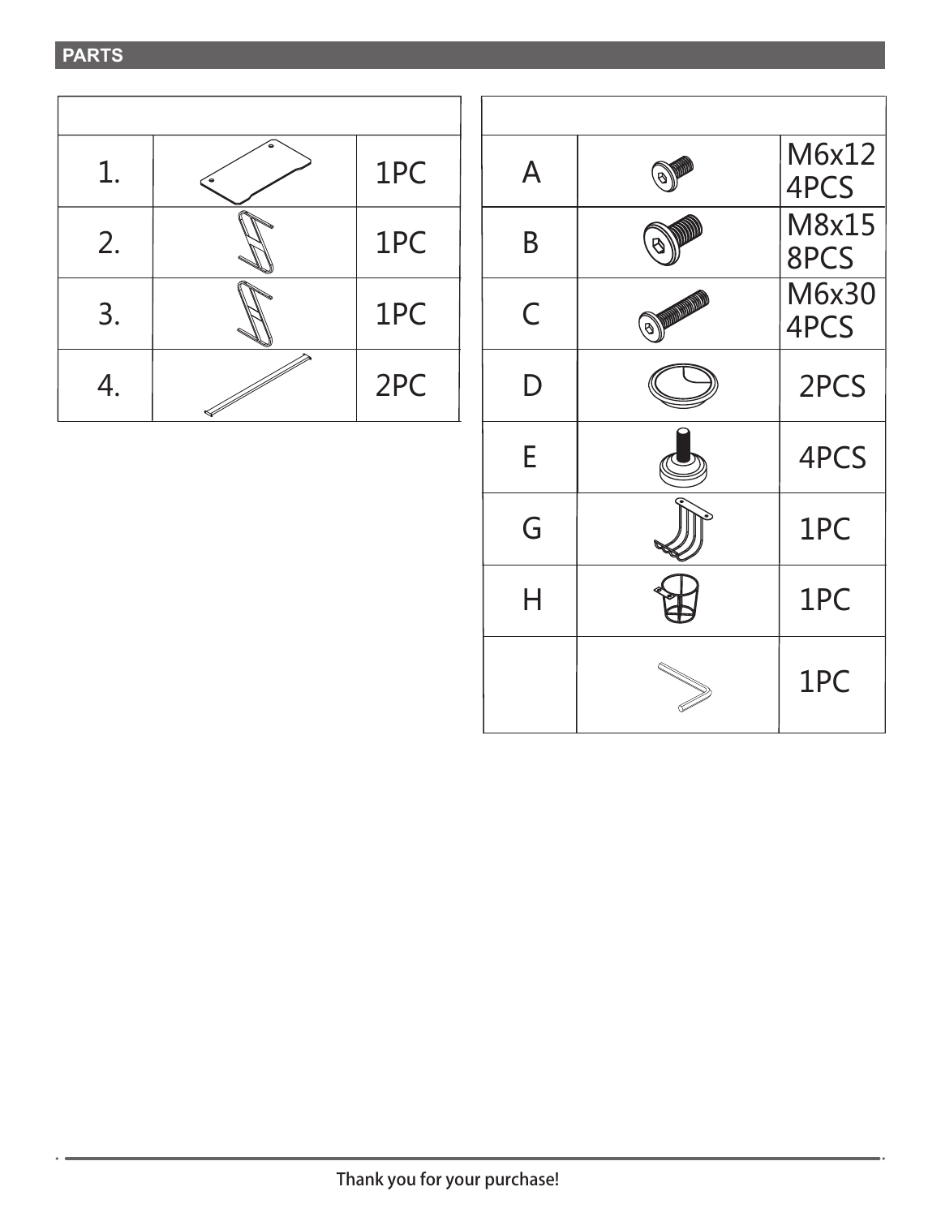## PARTS

| | | |
|---|---|---|
| 1. | | 1PC |
| 2. | | 1PC |
| 3. | | 1PC |
| 4. | | 2PC |

| | | |
|---|---|---|
| A | | M6x12 4PCS |
| B | | M8x15 8PCS |
| C | | M6x30 4PCS |
| D | | 2PCS |
| E | | 4PCS |
| G | | 1PC |
| H | | 1PC |
| | | 1PC |

Thank you for your purchase!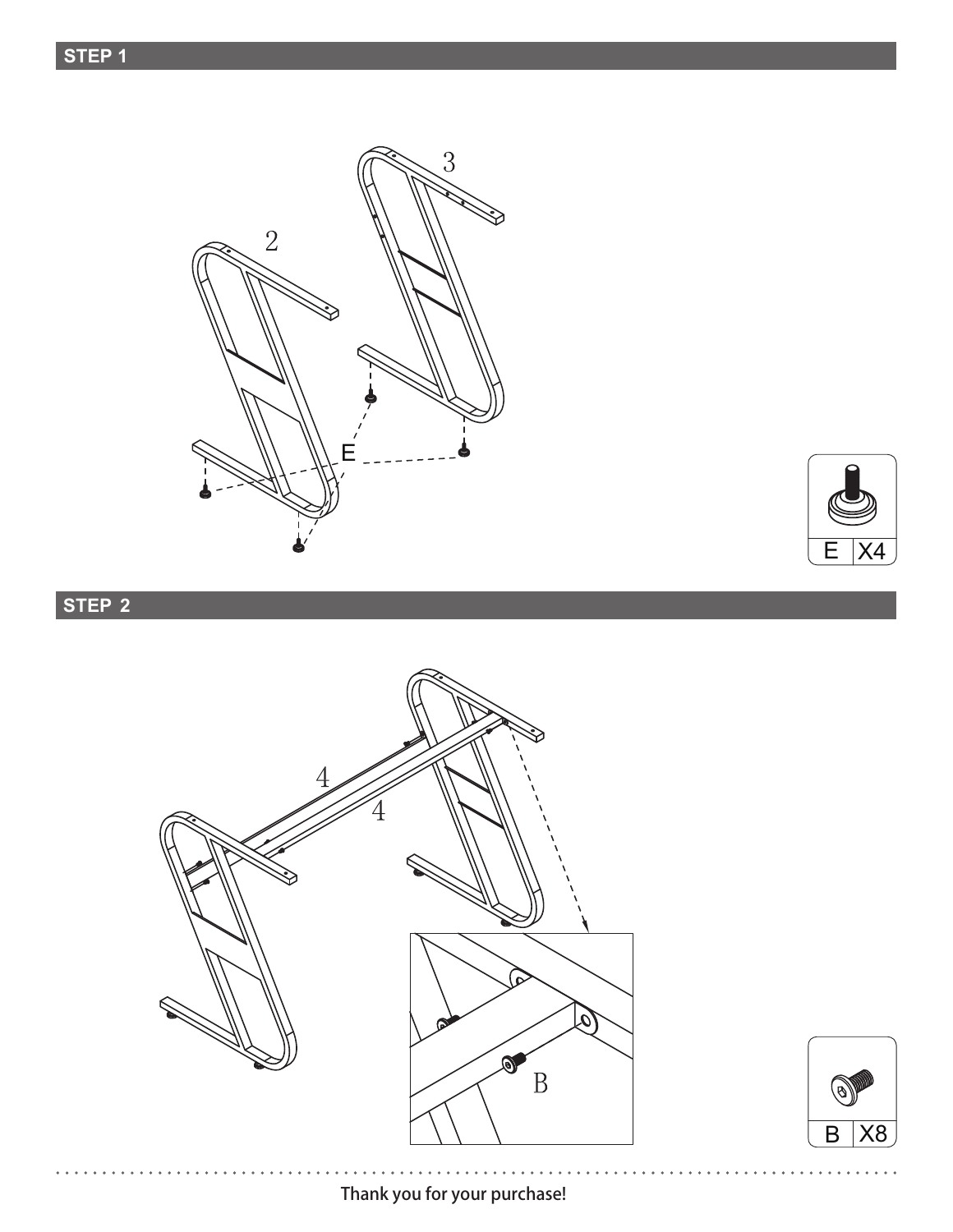## STEP 1

3

2

E

| E | X4 |
|---|---|

## STEP 2

4

4

B

| B | X8 |
|---|---|

Thank you for your purchase!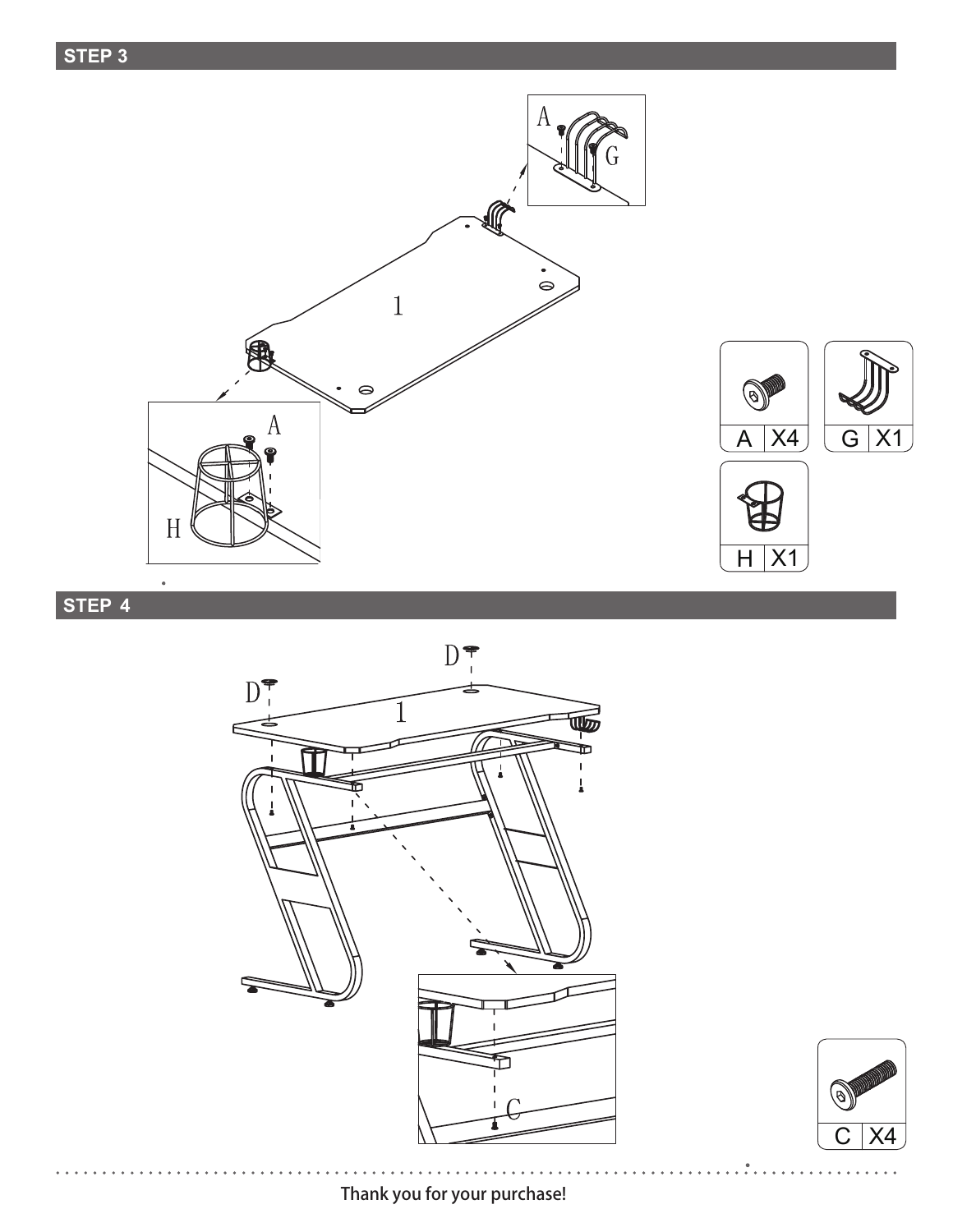## STEP 3

A X4

G X1

H X1

## STEP 4

C X4

Thank you for your purchase!